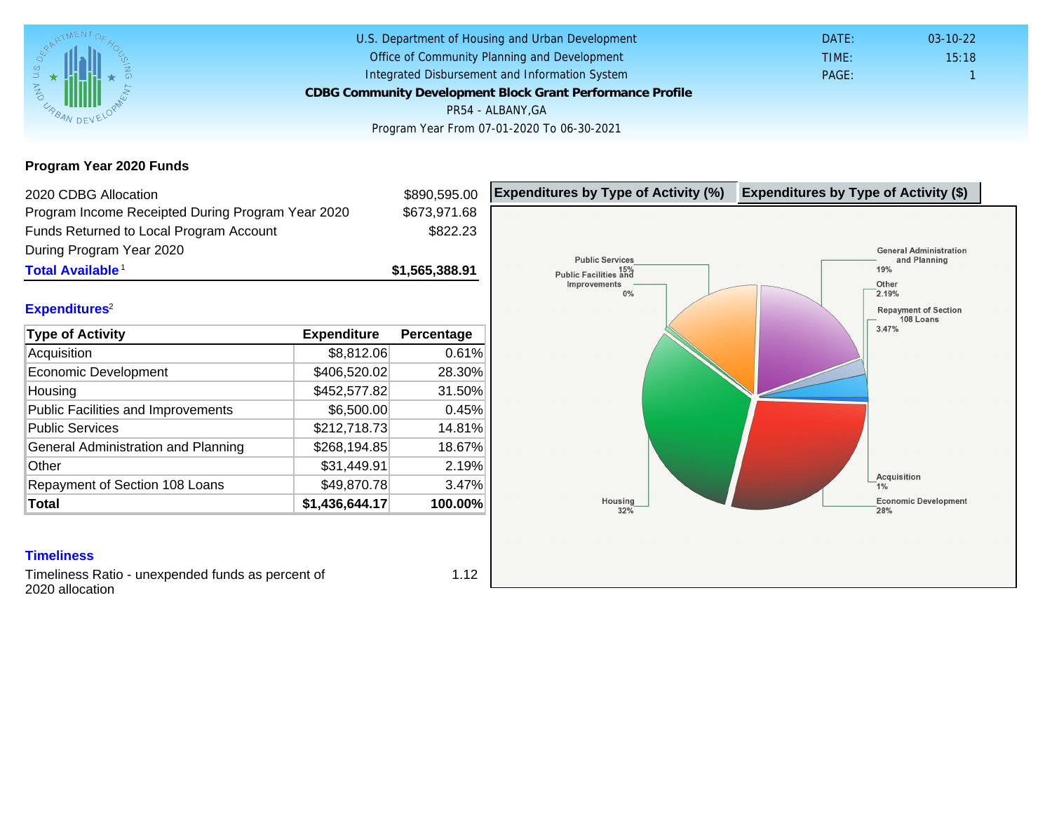U.S. Department of Housing and Urban Development
Office of Community Planning and Development
Integrated Disbursement and Information System

**CDBG Community Development Block Grant Performance Profile**

PR54 - ALBANY,GA

Program Year From 07-01-2020 To 06-30-2021

DATE: 03-10-22
TIME: 15:18
PAGE: 1

## Program Year 2020 Funds

| | |
|---|---|
| 2020 CDBG Allocation | $890,595.00 |
| Program Income Receipted During Program Year 2020 | $673,971.68 |
| Funds Returned to Local Program Account During Program Year 2020 | $822.23 |
| **Total Available**[1] | **$1,565,388.91** |

## Expenditures[2]

| Type of Activity | Expenditure | Percentage |
|---|---|---|
| Acquisition | $8,812.06 | 0.61% |
| Economic Development | $406,520.02 | 28.30% |
| Housing | $452,577.82 | 31.50% |
| Public Facilities and Improvements | $6,500.00 | 0.45% |
| Public Services | $212,718.73 | 14.81% |
| General Administration and Planning | $268,194.85 | 18.67% |
| Other | $31,449.91 | 2.19% |
| Repayment of Section 108 Loans | $49,870.78 | 3.47% |
| **Total** | **$1,436,644.17** | **100.00%** |

**Expenditures by Type of Activity (%)** | **Expenditures by Type of Activity ($)**

Public Services 15%; Public Facilities and Improvements 0%; General Administration and Planning 19%; Other 2.19%; Repayment of Section 108 Loans 3.47%; Acquisition 1%; Economic Development 28%; Housing 32%

## Timeliness

Timeliness Ratio - unexpended funds as percent of 2020 allocation: 1.12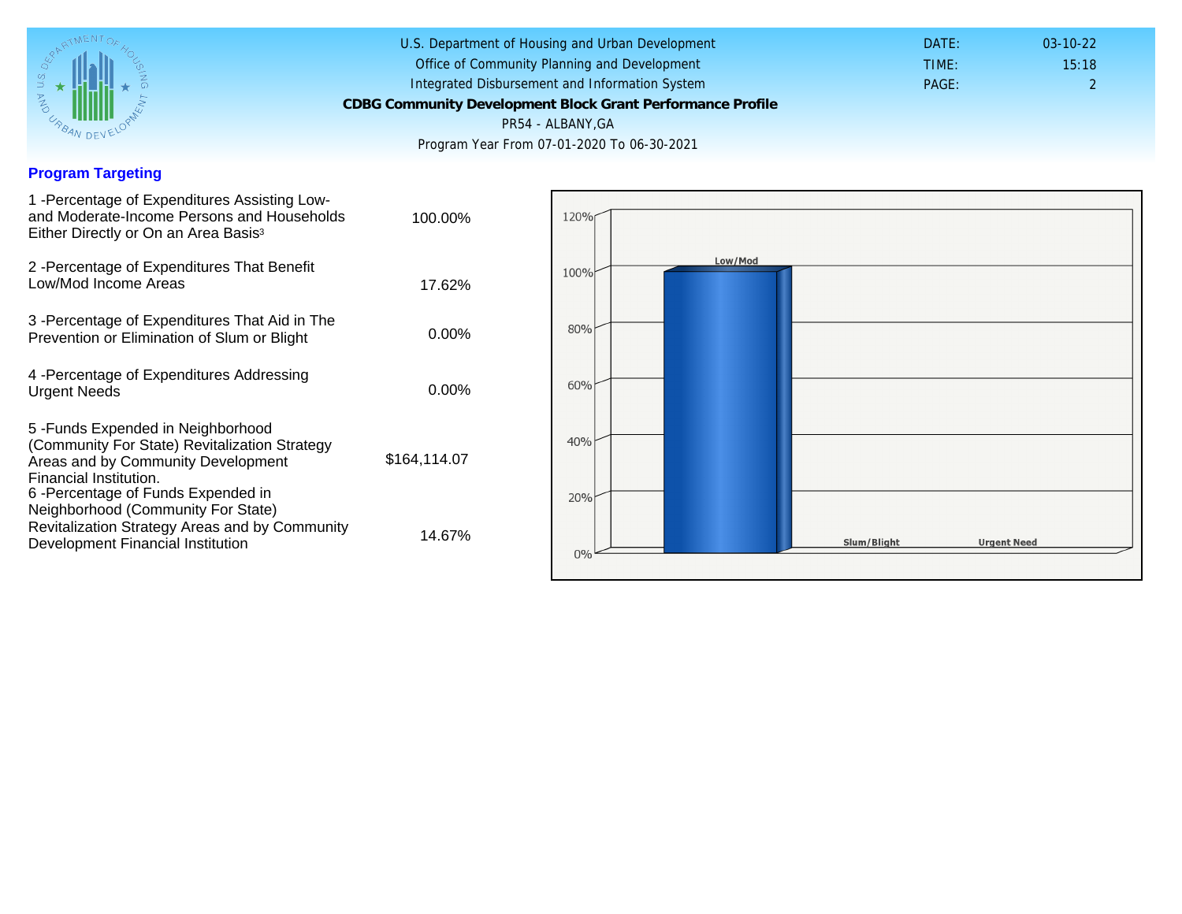## Program Targeting

| | |
|---|---|
| 1 -Percentage of Expenditures Assisting Low- and Moderate-Income Persons and Households Either Directly or On an Area Basis[3] | 100.00% |
| 2 -Percentage of Expenditures That Benefit Low/Mod Income Areas | 17.62% |
| 3 -Percentage of Expenditures That Aid in The Prevention or Elimination of Slum or Blight | 0.00% |
| 4 -Percentage of Expenditures Addressing Urgent Needs | 0.00% |
| 5 -Funds Expended in Neighborhood (Community For State) Revitalization Strategy Areas and by Community Development Financial Institution. | $164,114.07 |
| 6 -Percentage of Funds Expended in Neighborhood (Community For State) Revitalization Strategy Areas and by Community Development Financial Institution | 14.67% |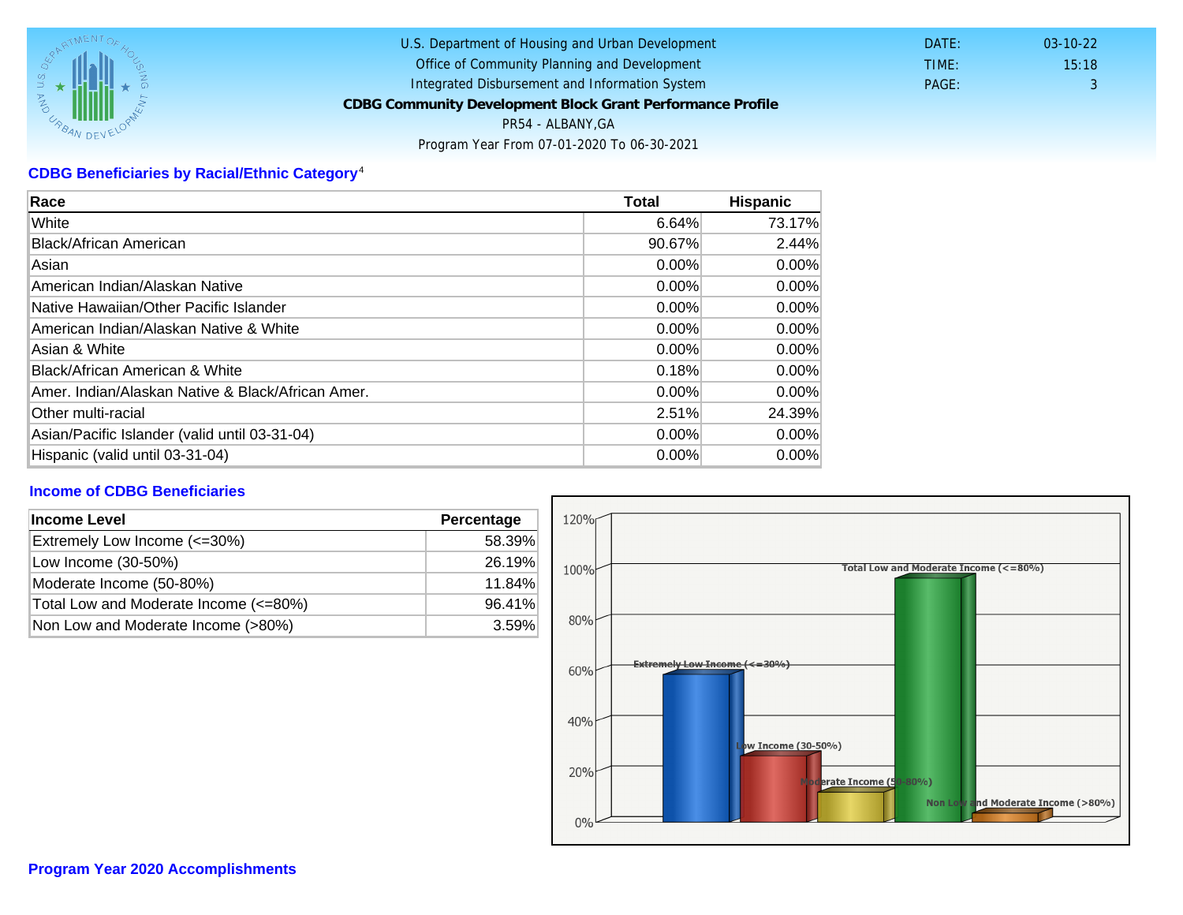U.S. Department of Housing and Urban Development
Office of Community Planning and Development
Integrated Disbursement and Information System
**CDBG Community Development Block Grant Performance Profile**
PR54 - ALBANY,GA
Program Year From 07-01-2020 To 06-30-2021

DATE: 03-10-22
TIME: 15:18
PAGE: 3

## CDBG Beneficiaries by Racial/Ethnic Category[4]

| Race | Total | Hispanic |
|---|---|---|
| White | 6.64% | 73.17% |
| Black/African American | 90.67% | 2.44% |
| Asian | 0.00% | 0.00% |
| American Indian/Alaskan Native | 0.00% | 0.00% |
| Native Hawaiian/Other Pacific Islander | 0.00% | 0.00% |
| American Indian/Alaskan Native & White | 0.00% | 0.00% |
| Asian & White | 0.00% | 0.00% |
| Black/African American & White | 0.18% | 0.00% |
| Amer. Indian/Alaskan Native & Black/African Amer. | 0.00% | 0.00% |
| Other multi-racial | 2.51% | 24.39% |
| Asian/Pacific Islander (valid until 03-31-04) | 0.00% | 0.00% |
| Hispanic (valid until 03-31-04) | 0.00% | 0.00% |

## Income of CDBG Beneficiaries

| Income Level | Percentage |
|---|---|
| Extremely Low Income (<=30%) | 58.39% |
| Low Income (30-50%) | 26.19% |
| Moderate Income (50-80%) | 11.84% |
| Total Low and Moderate Income (<=80%) | 96.41% |
| Non Low and Moderate Income (>80%) | 3.59% |

## Program Year 2020 Accomplishments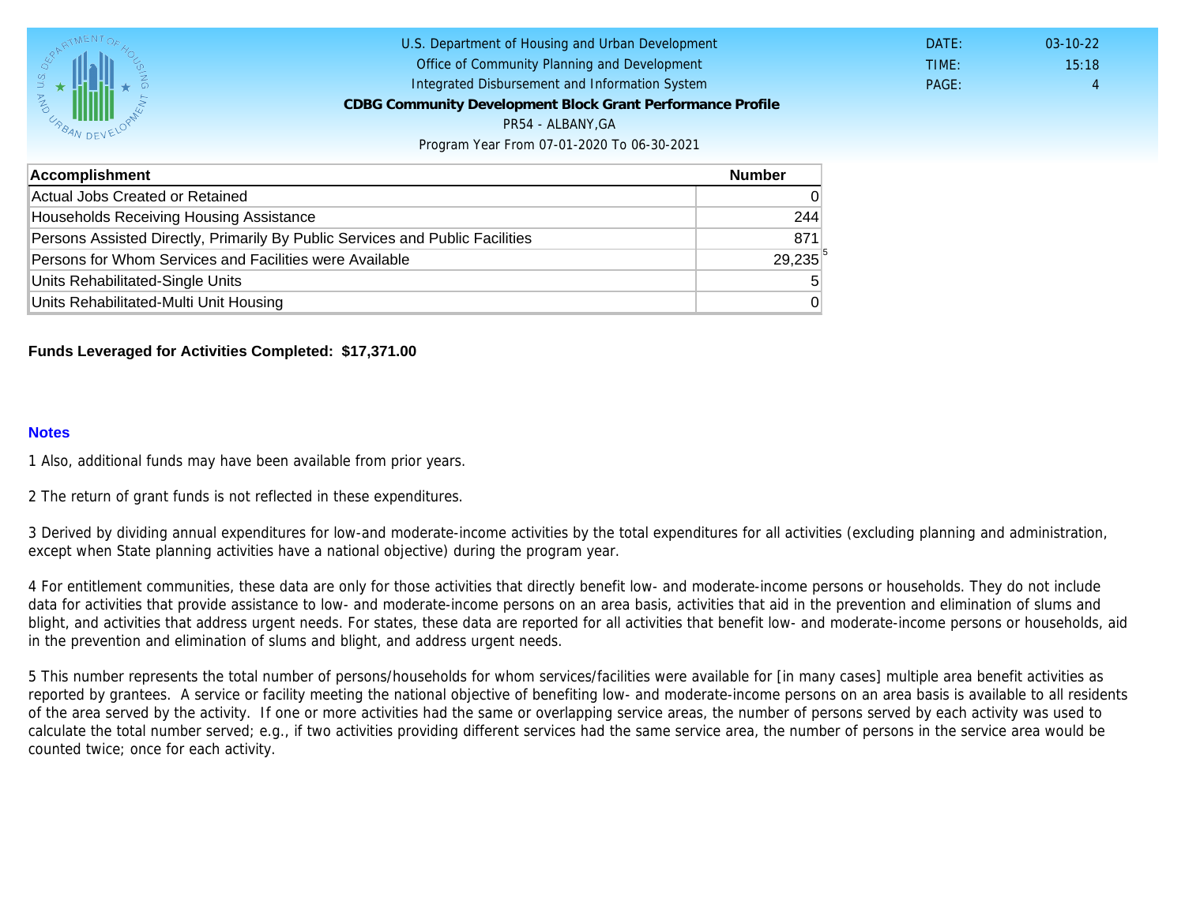U.S. Department of Housing and Urban Development
Office of Community Planning and Development
Integrated Disbursement and Information System
**CDBG Community Development Block Grant Performance Profile**
PR54 - ALBANY,GA
Program Year From 07-01-2020 To 06-30-2021

DATE: 03-10-22
TIME: 15:18
PAGE: 4

| Accomplishment | Number |
|---|---|
| Actual Jobs Created or Retained | 0 |
| Households Receiving Housing Assistance | 244 |
| Persons Assisted Directly, Primarily By Public Services and Public Facilities | 871 |
| Persons for Whom Services and Facilities were Available | 29,235 [5] |
| Units Rehabilitated-Single Units | 5 |
| Units Rehabilitated-Multi Unit Housing | 0 |

**Funds Leveraged for Activities Completed: $17,371.00**

## Notes

1 Also, additional funds may have been available from prior years.

2 The return of grant funds is not reflected in these expenditures.

3 Derived by dividing annual expenditures for low-and moderate-income activities by the total expenditures for all activities (excluding planning and administration, except when State planning activities have a national objective) during the program year.

4 For entitlement communities, these data are only for those activities that directly benefit low- and moderate-income persons or households. They do not include data for activities that provide assistance to low- and moderate-income persons on an area basis, activities that aid in the prevention and elimination of slums and blight, and activities that address urgent needs. For states, these data are reported for all activities that benefit low- and moderate-income persons or households, aid in the prevention and elimination of slums and blight, and address urgent needs.

5 This number represents the total number of persons/households for whom services/facilities were available for [in many cases] multiple area benefit activities as reported by grantees. A service or facility meeting the national objective of benefiting low- and moderate-income persons on an area basis is available to all residents of the area served by the activity. If one or more activities had the same or overlapping service areas, the number of persons served by each activity was used to calculate the total number served; e.g., if two activities providing different services had the same service area, the number of persons in the service area would be counted twice; once for each activity.